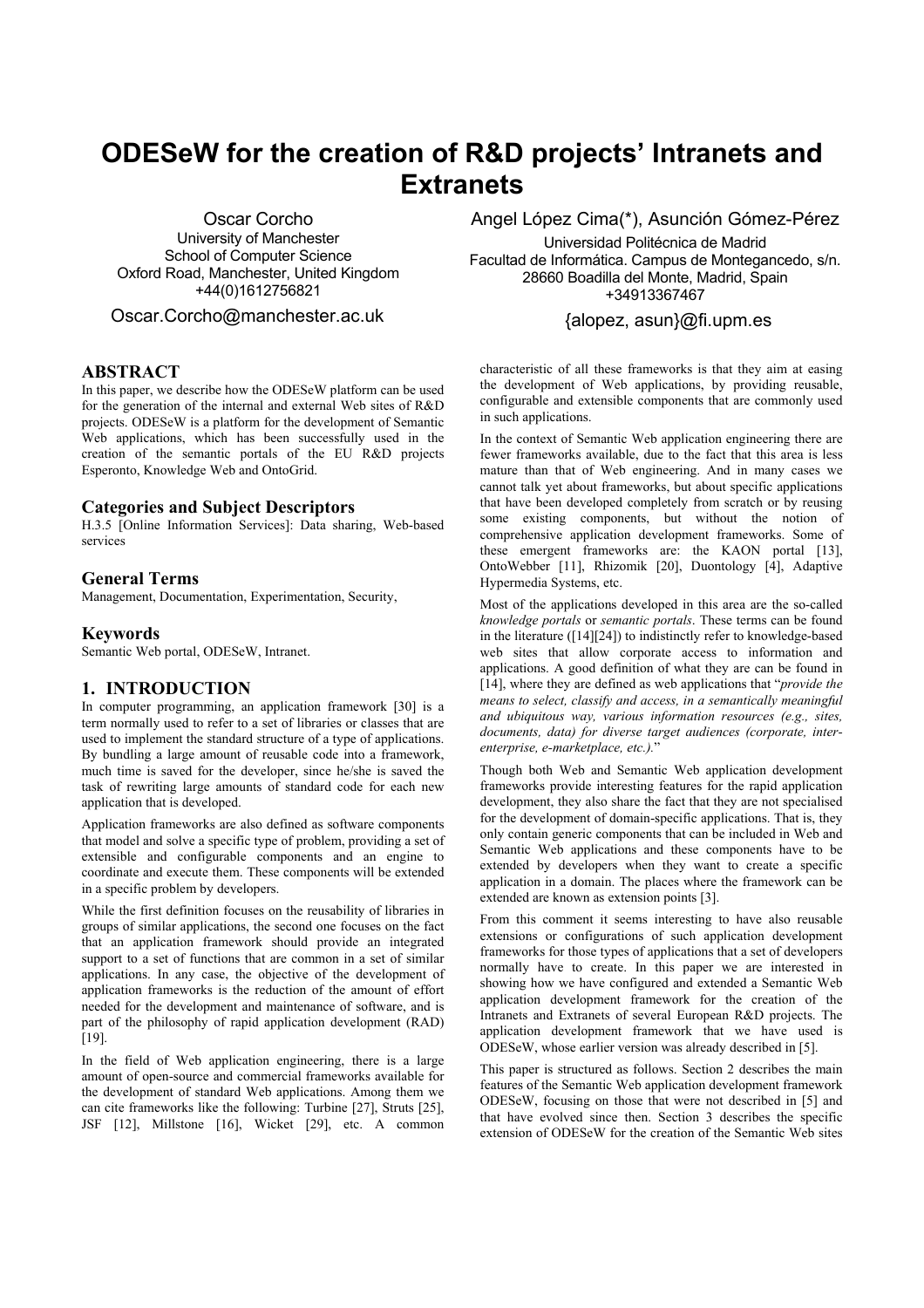# ODESeW for the creation of R&D projects' Intranets and Extranets

Oscar Corcho
University of Manchester
School of Computer Science
Oxford Road, Manchester, United Kingdom
+44(0)1612756821
Oscar.Corcho@manchester.ac.uk

Angel López Cima(*), Asunción Gómez-Pérez
Universidad Politécnica de Madrid
Facultad de Informática. Campus de Montegancedo, s/n.
28660 Boadilla del Monte, Madrid, Spain
+34913367467
{alopez, asun}@fi.upm.es

## ABSTRACT

In this paper, we describe how the ODESeW platform can be used for the generation of the internal and external Web sites of R&D projects. ODESeW is a platform for the development of Semantic Web applications, which has been successfully used in the creation of the semantic portals of the EU R&D projects Esperonto, Knowledge Web and OntoGrid.

### Categories and Subject Descriptors

H.3.5 [Online Information Services]: Data sharing, Web-based services

### General Terms

Management, Documentation, Experimentation, Security,

### Keywords

Semantic Web portal, ODESeW, Intranet.

## 1. INTRODUCTION

In computer programming, an application framework [30] is a term normally used to refer to a set of libraries or classes that are used to implement the standard structure of a type of applications. By bundling a large amount of reusable code into a framework, much time is saved for the developer, since he/she is saved the task of rewriting large amounts of standard code for each new application that is developed.

Application frameworks are also defined as software components that model and solve a specific type of problem, providing a set of extensible and configurable components and an engine to coordinate and execute them. These components will be extended in a specific problem by developers.

While the first definition focuses on the reusability of libraries in groups of similar applications, the second one focuses on the fact that an application framework should provide an integrated support to a set of functions that are common in a set of similar applications. In any case, the objective of the development of application frameworks is the reduction of the amount of effort needed for the development and maintenance of software, and is part of the philosophy of rapid application development (RAD) [19].

In the field of Web application engineering, there is a large amount of open-source and commercial frameworks available for the development of standard Web applications. Among them we can cite frameworks like the following: Turbine [27], Struts [25], JSF [12], Millstone [16], Wicket [29], etc. A common characteristic of all these frameworks is that they aim at easing the development of Web applications, by providing reusable, configurable and extensible components that are commonly used in such applications.

In the context of Semantic Web application engineering there are fewer frameworks available, due to the fact that this area is less mature than that of Web engineering. And in many cases we cannot talk yet about frameworks, but about specific applications that have been developed completely from scratch or by reusing some existing components, but without the notion of comprehensive application development frameworks. Some of these emergent frameworks are: the KAON portal [13], OntoWebber [11], Rhizomik [20], Duontology [4], Adaptive Hypermedia Systems, etc.

Most of the applications developed in this area are the so-called *knowledge portals* or *semantic portals*. These terms can be found in the literature ([14][24]) to indistinctly refer to knowledge-based web sites that allow corporate access to information and applications. A good definition of what they are can be found in [14], where they are defined as web applications that "*provide the means to select, classify and access, in a semantically meaningful and ubiquitous way, various information resources (e.g., sites, documents, data) for diverse target audiences (corporate, inter-enterprise, e-marketplace, etc.).*"

Though both Web and Semantic Web application development frameworks provide interesting features for the rapid application development, they also share the fact that they are not specialised for the development of domain-specific applications. That is, they only contain generic components that can be included in Web and Semantic Web applications and these components have to be extended by developers when they want to create a specific application in a domain. The places where the framework can be extended are known as extension points [3].

From this comment it seems interesting to have also reusable extensions or configurations of such application development frameworks for those types of applications that a set of developers normally have to create. In this paper we are interested in showing how we have configured and extended a Semantic Web application development framework for the creation of the Intranets and Extranets of several European R&D projects. The application development framework that we have used is ODESeW, whose earlier version was already described in [5].

This paper is structured as follows. Section 2 describes the main features of the Semantic Web application development framework ODESeW, focusing on those that were not described in [5] and that have evolved since then. Section 3 describes the specific extension of ODESeW for the creation of the Semantic Web sites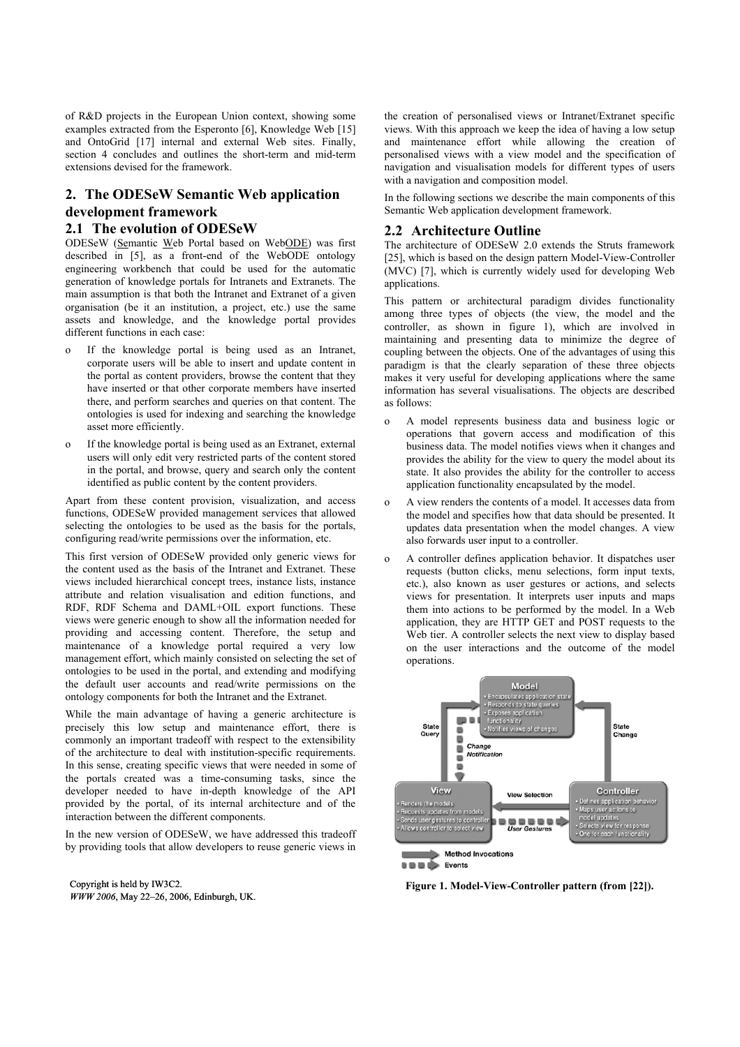of R&D projects in the European Union context, showing some examples extracted from the Esperonto [6], Knowledge Web [15] and OntoGrid [17] internal and external Web sites. Finally, section 4 concludes and outlines the short-term and mid-term extensions devised for the framework.

## 2. The ODESeW Semantic Web application development framework

### 2.1 The evolution of ODESeW

ODESeW (Semantic Web Portal based on WebODE) was first described in [5], as a front-end of the WebODE ontology engineering workbench that could be used for the automatic generation of knowledge portals for Intranets and Extranets. The main assumption is that both the Intranet and Extranet of a given organisation (be it an institution, a project, etc.) use the same assets and knowledge, and the knowledge portal provides different functions in each case:

- If the knowledge portal is being used as an Intranet, corporate users will be able to insert and update content in the portal as content providers, browse the content that they have inserted or that other corporate members have inserted there, and perform searches and queries on that content. The ontologies is used for indexing and searching the knowledge asset more efficiently.
- If the knowledge portal is being used as an Extranet, external users will only edit very restricted parts of the content stored in the portal, and browse, query and search only the content identified as public content by the content providers.

Apart from these content provision, visualization, and access functions, ODESeW provided management services that allowed selecting the ontologies to be used as the basis for the portals, configuring read/write permissions over the information, etc.

This first version of ODESeW provided only generic views for the content used as the basis of the Intranet and Extranet. These views included hierarchical concept trees, instance lists, instance attribute and relation visualisation and edition functions, and RDF, RDF Schema and DAML+OIL export functions. These views were generic enough to show all the information needed for providing and accessing content. Therefore, the setup and maintenance of a knowledge portal required a very low management effort, which mainly consisted on selecting the set of ontologies to be used in the portal, and extending and modifying the default user accounts and read/write permissions on the ontology components for both the Intranet and the Extranet.

While the main advantage of having a generic architecture is precisely this low setup and maintenance effort, there is commonly an important tradeoff with respect to the extensibility of the architecture to deal with institution-specific requirements. In this sense, creating specific views that were needed in some of the portals created was a time-consuming tasks, since the developer needed to have in-depth knowledge of the API provided by the portal, of its internal architecture and of the interaction between the different components.

In the new version of ODESeW, we have addressed this tradeoff by providing tools that allow developers to reuse generic views in the creation of personalised views or Intranet/Extranet specific views. With this approach we keep the idea of having a low setup and maintenance effort while allowing the creation of personalised views with a view model and the specification of navigation and visualisation models for different types of users with a navigation and composition model.

In the following sections we describe the main components of this Semantic Web application development framework.

### 2.2 Architecture Outline

The architecture of ODESeW 2.0 extends the Struts framework [25], which is based on the design pattern Model-View-Controller (MVC) [7], which is currently widely used for developing Web applications.

This pattern or architectural paradigm divides functionality among three types of objects (the view, the model and the controller, as shown in figure 1), which are involved in maintaining and presenting data to minimize the degree of coupling between the objects. One of the advantages of using this paradigm is that the clearly separation of these three objects makes it very useful for developing applications where the same information has several visualisations. The objects are described as follows:

- A model represents business data and business logic or operations that govern access and modification of this business data. The model notifies views when it changes and provides the ability for the view to query the model about its state. It also provides the ability for the controller to access application functionality encapsulated by the model.
- A view renders the contents of a model. It accesses data from the model and specifies how that data should be presented. It updates data presentation when the model changes. A view also forwards user input to a controller.
- A controller defines application behavior. It dispatches user requests (button clicks, menu selections, form input texts, etc.), also known as user gestures or actions, and selects views for presentation. It interprets user inputs and maps them into actions to be performed by the model. In a Web application, they are HTTP GET and POST requests to the Web tier. A controller selects the next view to display based on the user interactions and the outcome of the model operations.

**Figure 1. Model-View-Controller pattern (from [22]).**

Copyright is held by IW3C2.
*WWW 2006*, May 22–26, 2006, Edinburgh, UK.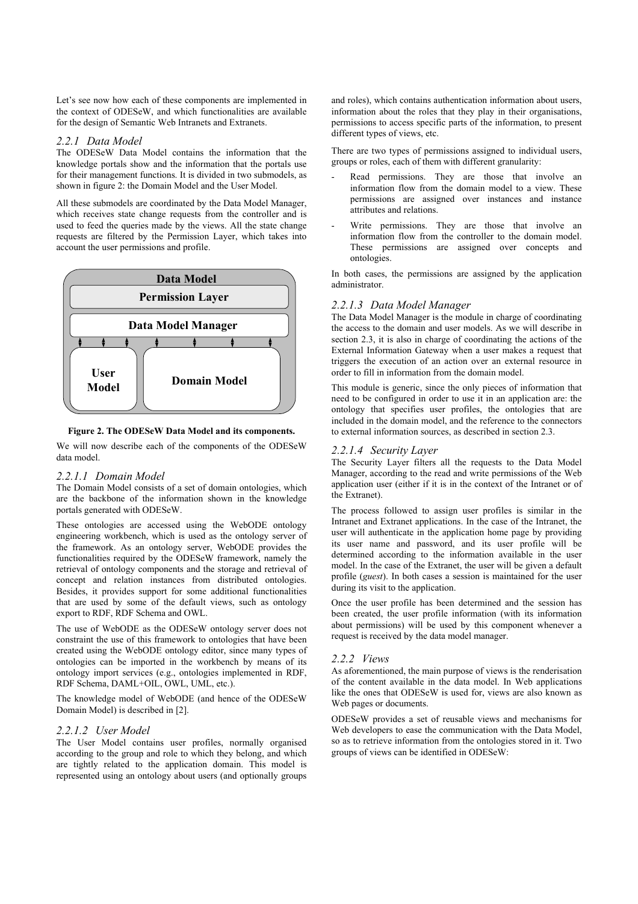Let's see now how each of these components are implemented in the context of ODESeW, and which functionalities are available for the design of Semantic Web Intranets and Extranets.

### *2.2.1 Data Model*

The ODESeW Data Model contains the information that the knowledge portals show and the information that the portals use for their management functions. It is divided in two submodels, as shown in figure 2: the Domain Model and the User Model.

All these submodels are coordinated by the Data Model Manager, which receives state change requests from the controller and is used to feed the queries made by the views. All the state change requests are filtered by the Permission Layer, which takes into account the user permissions and profile.

**Data Model**

**Permission Layer**

**Data Model Manager**

**User Model** **Domain Model**

**Figure 2. The ODESeW Data Model and its components.**

We will now describe each of the components of the ODESeW data model.

#### *2.2.1.1 Domain Model*

The Domain Model consists of a set of domain ontologies, which are the backbone of the information shown in the knowledge portals generated with ODESeW.

These ontologies are accessed using the WebODE ontology engineering workbench, which is used as the ontology server of the framework. As an ontology server, WebODE provides the functionalities required by the ODESeW framework, namely the retrieval of ontology components and the storage and retrieval of concept and relation instances from distributed ontologies. Besides, it provides support for some additional functionalities that are used by some of the default views, such as ontology export to RDF, RDF Schema and OWL.

The use of WebODE as the ODESeW ontology server does not constraint the use of this framework to ontologies that have been created using the WebODE ontology editor, since many types of ontologies can be imported in the workbench by means of its ontology import services (e.g., ontologies implemented in RDF, RDF Schema, DAML+OIL, OWL, UML, etc.).

The knowledge model of WebODE (and hence of the ODESeW Domain Model) is described in [2].

#### *2.2.1.2 User Model*

The User Model contains user profiles, normally organised according to the group and role to which they belong, and which are tightly related to the application domain. This model is represented using an ontology about users (and optionally groups and roles), which contains authentication information about users, information about the roles that they play in their organisations, permissions to access specific parts of the information, to present different types of views, etc.

There are two types of permissions assigned to individual users, groups or roles, each of them with different granularity:

- Read permissions. They are those that involve an information flow from the domain model to a view. These permissions are assigned over instances and instance attributes and relations.
- Write permissions. They are those that involve an information flow from the controller to the domain model. These permissions are assigned over concepts and ontologies.

In both cases, the permissions are assigned by the application administrator.

#### *2.2.1.3 Data Model Manager*

The Data Model Manager is the module in charge of coordinating the access to the domain and user models. As we will describe in section 2.3, it is also in charge of coordinating the actions of the External Information Gateway when a user makes a request that triggers the execution of an action over an external resource in order to fill in information from the domain model.

This module is generic, since the only pieces of information that need to be configured in order to use it in an application are: the ontology that specifies user profiles, the ontologies that are included in the domain model, and the reference to the connectors to external information sources, as described in section 2.3.

#### *2.2.1.4 Security Layer*

The Security Layer filters all the requests to the Data Model Manager, according to the read and write permissions of the Web application user (either if it is in the context of the Intranet or of the Extranet).

The process followed to assign user profiles is similar in the Intranet and Extranet applications. In the case of the Intranet, the user will authenticate in the application home page by providing its user name and password, and its user profile will be determined according to the information available in the user model. In the case of the Extranet, the user will be given a default profile (*guest*). In both cases a session is maintained for the user during its visit to the application.

Once the user profile has been determined and the session has been created, the user profile information (with its information about permissions) will be used by this component whenever a request is received by the data model manager.

### *2.2.2 Views*

As aforementioned, the main purpose of views is the renderisation of the content available in the data model. In Web applications like the ones that ODESeW is used for, views are also known as Web pages or documents.

ODESeW provides a set of reusable views and mechanisms for Web developers to ease the communication with the Data Model, so as to retrieve information from the ontologies stored in it. Two groups of views can be identified in ODESeW: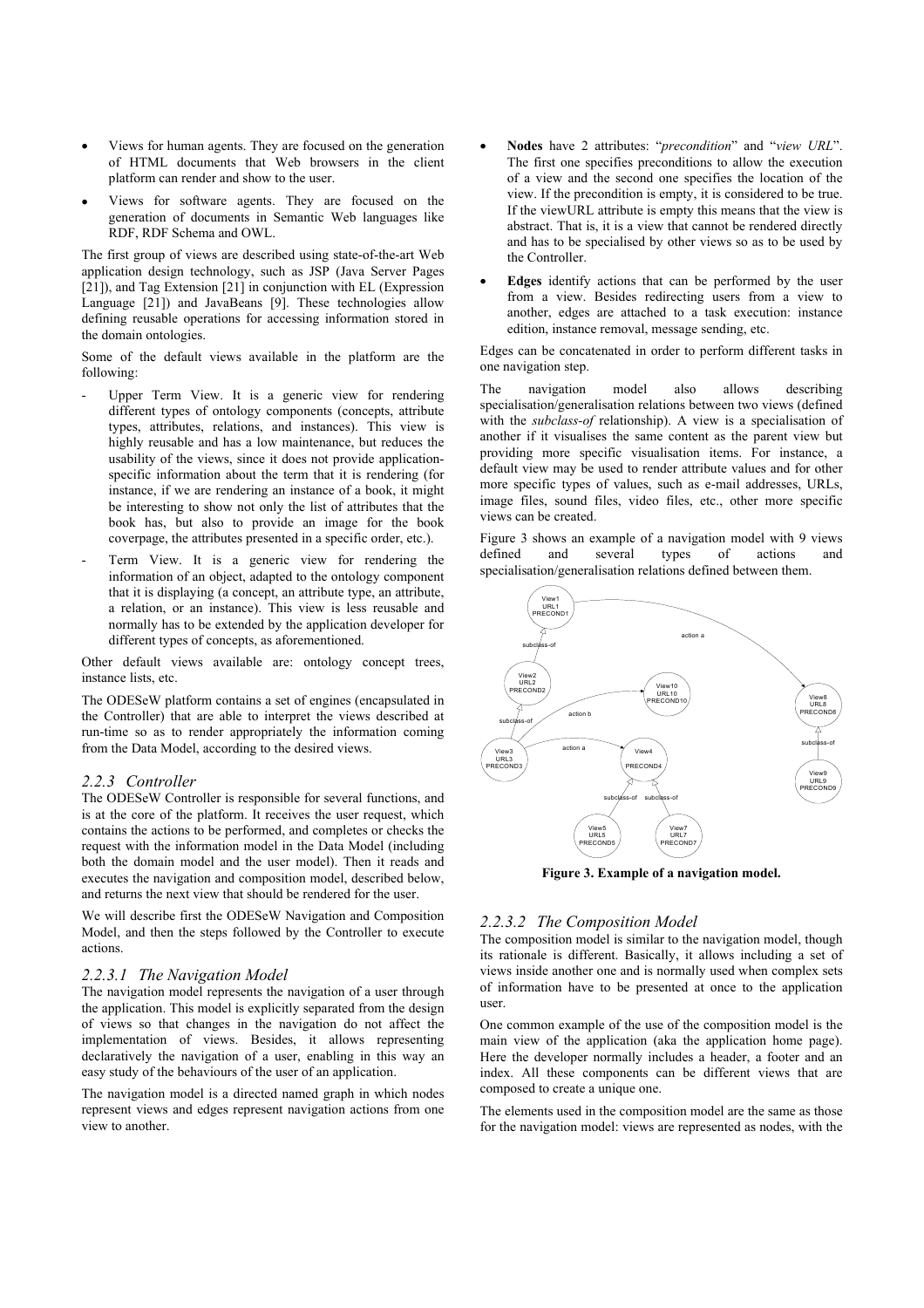- Views for human agents. They are focused on the generation of HTML documents that Web browsers in the client platform can render and show to the user.
- Views for software agents. They are focused on the generation of documents in Semantic Web languages like RDF, RDF Schema and OWL.

The first group of views are described using state-of-the-art Web application design technology, such as JSP (Java Server Pages [21]), and Tag Extension [21] in conjunction with EL (Expression Language [21]) and JavaBeans [9]. These technologies allow defining reusable operations for accessing information stored in the domain ontologies.

Some of the default views available in the platform are the following:

- Upper Term View. It is a generic view for rendering different types of ontology components (concepts, attribute types, attributes, relations, and instances). This view is highly reusable and has a low maintenance, but reduces the usability of the views, since it does not provide application-specific information about the term that it is rendering (for instance, if we are rendering an instance of a book, it might be interesting to show not only the list of attributes that the book has, but also to provide an image for the book coverpage, the attributes presented in a specific order, etc.).
- Term View. It is a generic view for rendering the information of an object, adapted to the ontology component that it is displaying (a concept, an attribute type, an attribute, a relation, or an instance). This view is less reusable and normally has to be extended by the application developer for different types of concepts, as aforementioned.

Other default views available are: ontology concept trees, instance lists, etc.

The ODESeW platform contains a set of engines (encapsulated in the Controller) that are able to interpret the views described at run-time so as to render appropriately the information coming from the Data Model, according to the desired views.

### *2.2.3 Controller*

The ODESeW Controller is responsible for several functions, and is at the core of the platform. It receives the user request, which contains the actions to be performed, and completes or checks the request with the information model in the Data Model (including both the domain model and the user model). Then it reads and executes the navigation and composition model, described below, and returns the next view that should be rendered for the user.

We will describe first the ODESeW Navigation and Composition Model, and then the steps followed by the Controller to execute actions.

#### *2.2.3.1 The Navigation Model*

The navigation model represents the navigation of a user through the application. This model is explicitly separated from the design of views so that changes in the navigation do not affect the implementation of views. Besides, it allows representing declaratively the navigation of a user, enabling in this way an easy study of the behaviours of the user of an application.

The navigation model is a directed named graph in which nodes represent views and edges represent navigation actions from one view to another.

- **Nodes** have 2 attributes: "*precondition*" and "*view URL*". The first one specifies preconditions to allow the execution of a view and the second one specifies the location of the view. If the precondition is empty, it is considered to be true. If the viewURL attribute is empty this means that the view is abstract. That is, it is a view that cannot be rendered directly and has to be specialised by other views so as to be used by the Controller.
- **Edges** identify actions that can be performed by the user from a view. Besides redirecting users from a view to another, edges are attached to a task execution: instance edition, instance removal, message sending, etc.

Edges can be concatenated in order to perform different tasks in one navigation step.

The navigation model also allows describing specialisation/generalisation relations between two views (defined with the *subclass-of* relationship). A view is a specialisation of another if it visualises the same content as the parent view but providing more specific visualisation items. For instance, a default view may be used to render attribute values and for other more specific types of values, such as e-mail addresses, URLs, image files, sound files, video files, etc., other more specific views can be created.

Figure 3 shows an example of a navigation model with 9 views defined and several types of actions and specialisation/generalisation relations defined between them.

**Figure 3. Example of a navigation model.**

#### *2.2.3.2 The Composition Model*

The composition model is similar to the navigation model, though its rationale is different. Basically, it allows including a set of views inside another one and is normally used when complex sets of information have to be presented at once to the application user.

One common example of the use of the composition model is the main view of the application (aka the application home page). Here the developer normally includes a header, a footer and an index. All these components can be different views that are composed to create a unique one.

The elements used in the composition model are the same as those for the navigation model: views are represented as nodes, with the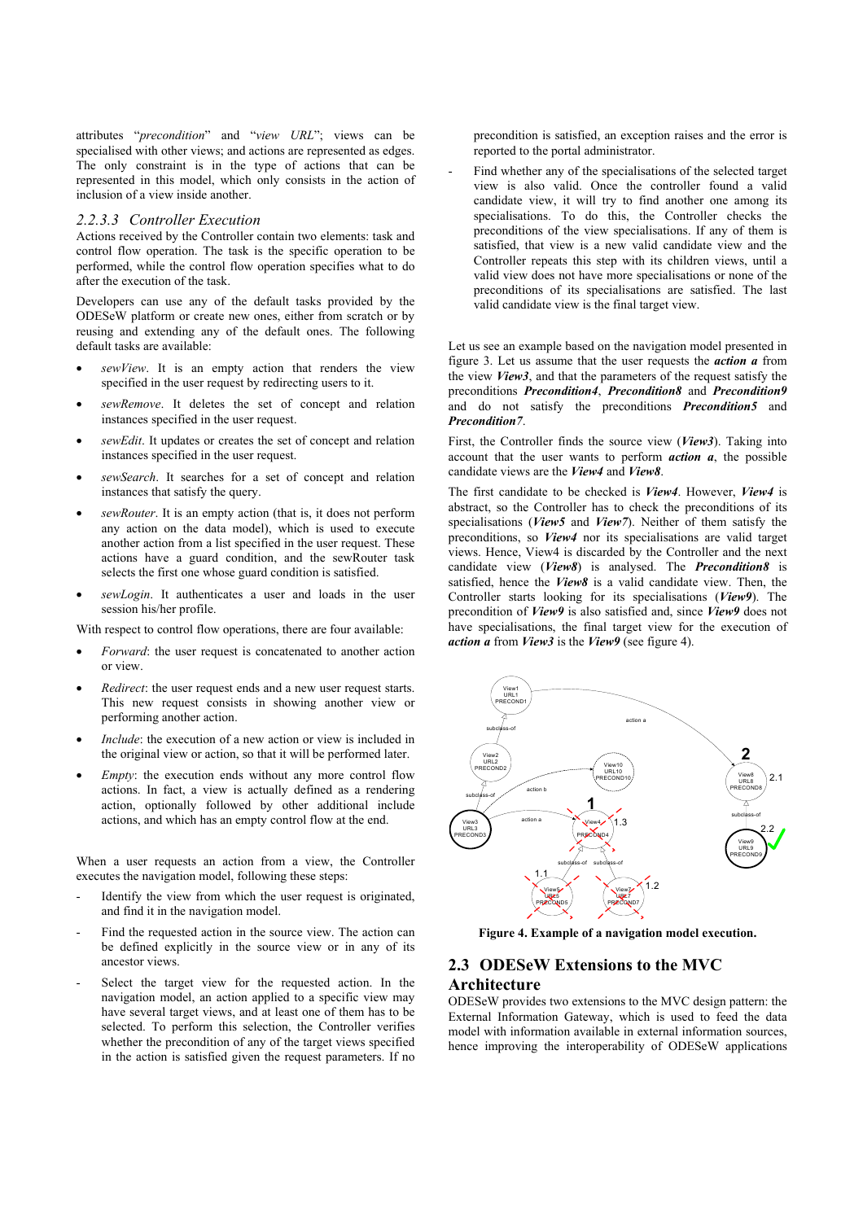attributes "*precondition*" and "*view URL*"; views can be specialised with other views; and actions are represented as edges. The only constraint is in the type of actions that can be represented in this model, which only consists in the action of inclusion of a view inside another.

#### *2.2.3.3 Controller Execution*

Actions received by the Controller contain two elements: task and control flow operation. The task is the specific operation to be performed, while the control flow operation specifies what to do after the execution of the task.

Developers can use any of the default tasks provided by the ODESeW platform or create new ones, either from scratch or by reusing and extending any of the default ones. The following default tasks are available:

- *sewView*. It is an empty action that renders the view specified in the user request by redirecting users to it.
- *sewRemove*. It deletes the set of concept and relation instances specified in the user request.
- *sewEdit*. It updates or creates the set of concept and relation instances specified in the user request.
- *sewSearch*. It searches for a set of concept and relation instances that satisfy the query.
- *sewRouter*. It is an empty action (that is, it does not perform any action on the data model), which is used to execute another action from a list specified in the user request. These actions have a guard condition, and the sewRouter task selects the first one whose guard condition is satisfied.
- *sewLogin*. It authenticates a user and loads in the user session his/her profile.

With respect to control flow operations, there are four available:

- *Forward*: the user request is concatenated to another action or view.
- *Redirect*: the user request ends and a new user request starts. This new request consists in showing another view or performing another action.
- *Include*: the execution of a new action or view is included in the original view or action, so that it will be performed later.
- *Empty*: the execution ends without any more control flow actions. In fact, a view is actually defined as a rendering action, optionally followed by other additional include actions, and which has an empty control flow at the end.

When a user requests an action from a view, the Controller executes the navigation model, following these steps:

- Identify the view from which the user request is originated, and find it in the navigation model.
- Find the requested action in the source view. The action can be defined explicitly in the source view or in any of its ancestor views.
- Select the target view for the requested action. In the navigation model, an action applied to a specific view may have several target views, and at least one of them has to be selected. To perform this selection, the Controller verifies whether the precondition of any of the target views specified in the action is satisfied given the request parameters. If no precondition is satisfied, an exception raises and the error is reported to the portal administrator.
- Find whether any of the specialisations of the selected target view is also valid. Once the controller found a valid candidate view, it will try to find another one among its specialisations. To do this, the Controller checks the preconditions of the view specialisations. If any of them is satisfied, that view is a new valid candidate view and the Controller repeats this step with its children views, until a valid view does not have more specialisations or none of the preconditions of its specialisations are satisfied. The last valid candidate view is the final target view.

Let us see an example based on the navigation model presented in figure 3. Let us assume that the user requests the ***action a*** from the view ***View3***, and that the parameters of the request satisfy the preconditions ***Precondition4***, ***Precondition8*** and ***Precondition9*** and do not satisfy the preconditions ***Precondition5*** and ***Precondition7***.

First, the Controller finds the source view (***View3***). Taking into account that the user wants to perform ***action a***, the possible candidate views are the ***View4*** and ***View8***.

The first candidate to be checked is ***View4***. However, ***View4*** is abstract, so the Controller has to check the preconditions of its specialisations (***View5*** and ***View7***). Neither of them satisfy the preconditions, so ***View4*** nor its specialisations are valid target views. Hence, View4 is discarded by the Controller and the next candidate view (***View8***) is analysed. The ***Precondition8*** is satisfied, hence the ***View8*** is a valid candidate view. Then, the Controller starts looking for its specialisations (***View9***). The precondition of ***View9*** is also satisfied and, since ***View9*** does not have specialisations, the final target view for the execution of ***action a*** from ***View3*** is the ***View9*** (see figure 4).

View1 URL1 PRECOND1
subclass-of
action a
View2 URL2 PRECOND2
View10 URL10 PRECOND10
action b
subclass-of
View3 URL3 PRECOND3
action a
1
View4 PRECOND4
1.3
2
View8 URL8 PRECOND8
2.1
subclass-of
2.2
View9 URL9 PRECOND9
subclass-of
subclass-of
1.1
View5 URL5 PRECOND5
View7 URL7 PRECOND7
1.2

**Figure 4. Example of a navigation model execution.**

## 2.3 ODESeW Extensions to the MVC Architecture

ODESeW provides two extensions to the MVC design pattern: the External Information Gateway, which is used to feed the data model with information available in external information sources, hence improving the interoperability of ODESeW applications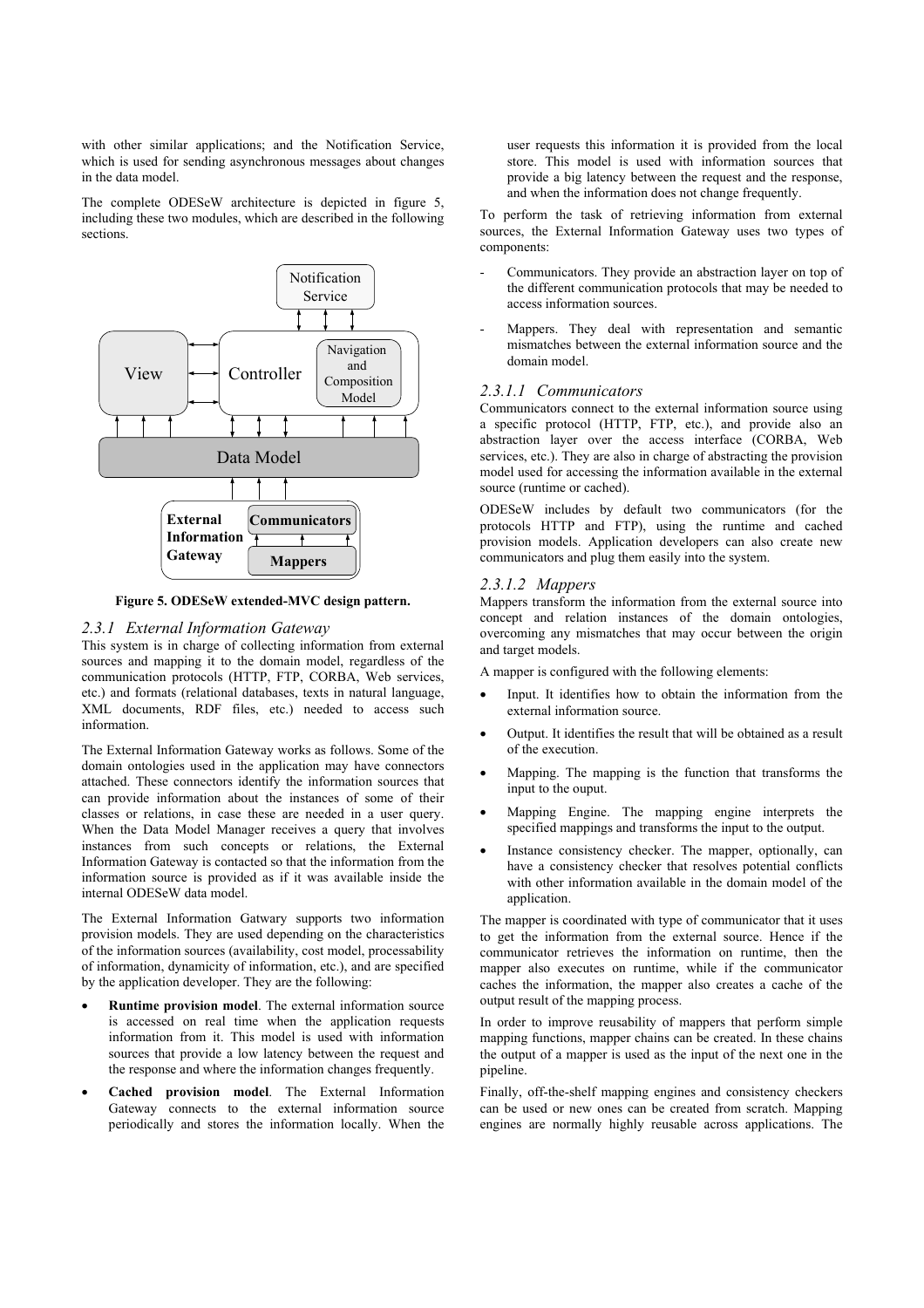with other similar applications; and the Notification Service, which is used for sending asynchronous messages about changes in the data model.

The complete ODESeW architecture is depicted in figure 5, including these two modules, which are described in the following sections.

**Figure 5. ODESeW extended-MVC design pattern.**

### 2.3.1 External Information Gateway

This system is in charge of collecting information from external sources and mapping it to the domain model, regardless of the communication protocols (HTTP, FTP, CORBA, Web services, etc.) and formats (relational databases, texts in natural language, XML documents, RDF files, etc.) needed to access such information.

The External Information Gateway works as follows. Some of the domain ontologies used in the application may have connectors attached. These connectors identify the information sources that can provide information about the instances of some of their classes or relations, in case these are needed in a user query. When the Data Model Manager receives a query that involves instances from such concepts or relations, the External Information Gateway is contacted so that the information from the information source is provided as if it was available inside the internal ODESeW data model.

The External Information Gatwary supports two information provision models. They are used depending on the characteristics of the information sources (availability, cost model, processability of information, dynamicity of information, etc.), and are specified by the application developer. They are the following:

- **Runtime provision model**. The external information source is accessed on real time when the application requests information from it. This model is used with information sources that provide a low latency between the request and the response and where the information changes frequently.
- **Cached provision model**. The External Information Gateway connects to the external information source periodically and stores the information locally. When the user requests this information it is provided from the local store. This model is used with information sources that provide a big latency between the request and the response, and when the information does not change frequently.

To perform the task of retrieving information from external sources, the External Information Gateway uses two types of components:

- Communicators. They provide an abstraction layer on top of the different communication protocols that may be needed to access information sources.
- Mappers. They deal with representation and semantic mismatches between the external information source and the domain model.

#### 2.3.1.1 Communicators

Communicators connect to the external information source using a specific protocol (HTTP, FTP, etc.), and provide also an abstraction layer over the access interface (CORBA, Web services, etc.). They are also in charge of abstracting the provision model used for accessing the information available in the external source (runtime or cached).

ODESeW includes by default two communicators (for the protocols HTTP and FTP), using the runtime and cached provision models. Application developers can also create new communicators and plug them easily into the system.

#### 2.3.1.2 Mappers

Mappers transform the information from the external source into concept and relation instances of the domain ontologies, overcoming any mismatches that may occur between the origin and target models.

A mapper is configured with the following elements:

- Input. It identifies how to obtain the information from the external information source.
- Output. It identifies the result that will be obtained as a result of the execution.
- Mapping. The mapping is the function that transforms the input to the ouput.
- Mapping Engine. The mapping engine interprets the specified mappings and transforms the input to the output.
- Instance consistency checker. The mapper, optionally, can have a consistency checker that resolves potential conflicts with other information available in the domain model of the application.

The mapper is coordinated with type of communicator that it uses to get the information from the external source. Hence if the communicator retrieves the information on runtime, then the mapper also executes on runtime, while if the communicator caches the information, the mapper also creates a cache of the output result of the mapping process.

In order to improve reusability of mappers that perform simple mapping functions, mapper chains can be created. In these chains the output of a mapper is used as the input of the next one in the pipeline.

Finally, off-the-shelf mapping engines and consistency checkers can be used or new ones can be created from scratch. Mapping engines are normally highly reusable across applications. The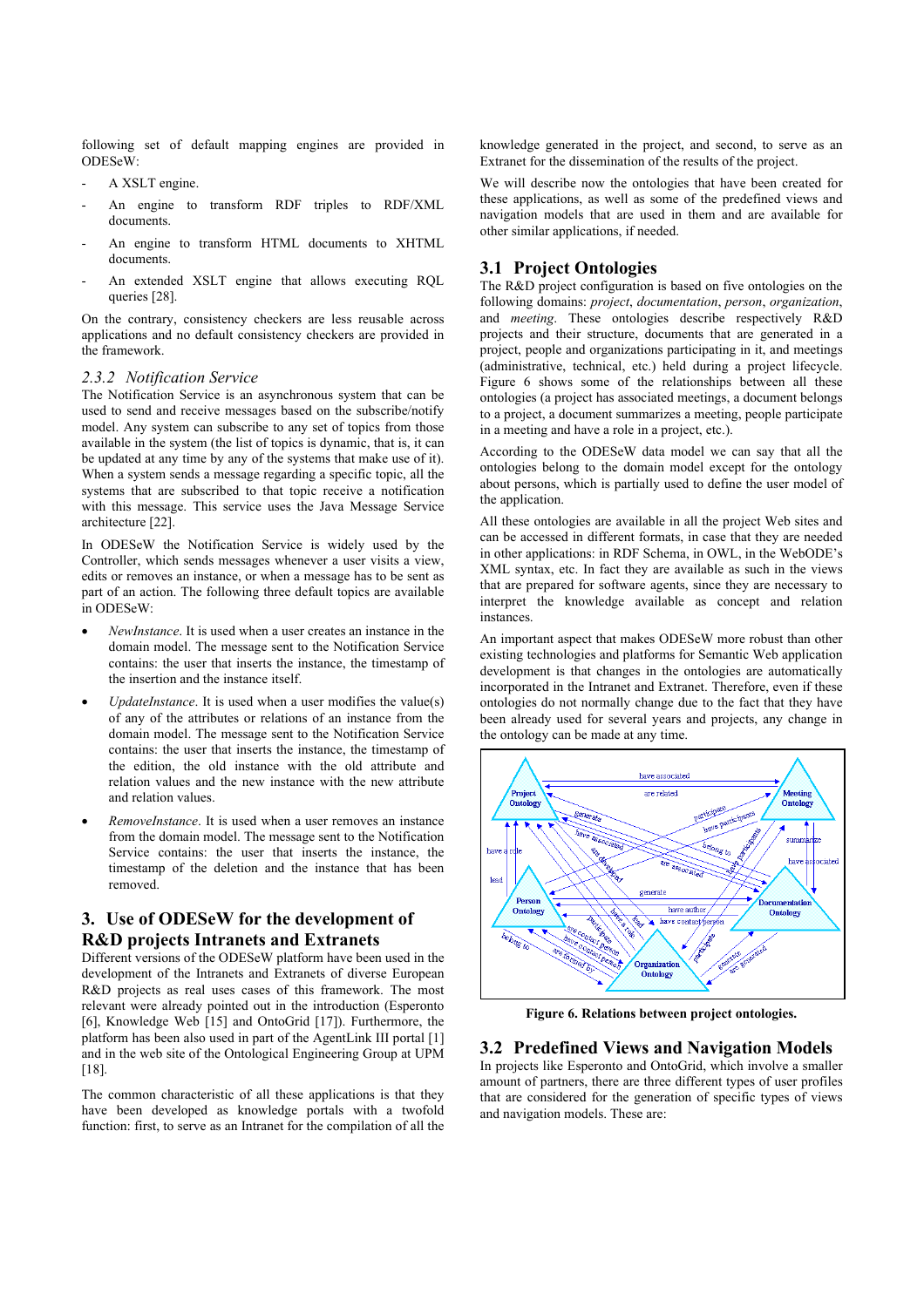following set of default mapping engines are provided in ODESeW:

- A XSLT engine.
- An engine to transform RDF triples to RDF/XML documents.
- An engine to transform HTML documents to XHTML documents.
- An extended XSLT engine that allows executing RQL queries [28].

On the contrary, consistency checkers are less reusable across applications and no default consistency checkers are provided in the framework.

### 2.3.2 Notification Service

The Notification Service is an asynchronous system that can be used to send and receive messages based on the subscribe/notify model. Any system can subscribe to any set of topics from those available in the system (the list of topics is dynamic, that is, it can be updated at any time by any of the systems that make use of it). When a system sends a message regarding a specific topic, all the systems that are subscribed to that topic receive a notification with this message. This service uses the Java Message Service architecture [22].

In ODESeW the Notification Service is widely used by the Controller, which sends messages whenever a user visits a view, edits or removes an instance, or when a message has to be sent as part of an action. The following three default topics are available in ODESeW:

- *NewInstance*. It is used when a user creates an instance in the domain model. The message sent to the Notification Service contains: the user that inserts the instance, the timestamp of the insertion and the instance itself.
- *UpdateInstance*. It is used when a user modifies the value(s) of any of the attributes or relations of an instance from the domain model. The message sent to the Notification Service contains: the user that inserts the instance, the timestamp of the edition, the old instance with the old attribute and relation values and the new instance with the new attribute and relation values.
- *RemoveInstance*. It is used when a user removes an instance from the domain model. The message sent to the Notification Service contains: the user that inserts the instance, the timestamp of the deletion and the instance that has been removed.

## 3. Use of ODESeW for the development of R&D projects Intranets and Extranets

Different versions of the ODESeW platform have been used in the development of the Intranets and Extranets of diverse European R&D projects as real uses cases of this framework. The most relevant were already pointed out in the introduction (Esperonto [6], Knowledge Web [15] and OntoGrid [17]). Furthermore, the platform has been also used in part of the AgentLink III portal [1] and in the web site of the Ontological Engineering Group at UPM [18].

The common characteristic of all these applications is that they have been developed as knowledge portals with a twofold function: first, to serve as an Intranet for the compilation of all the knowledge generated in the project, and second, to serve as an Extranet for the dissemination of the results of the project.

We will describe now the ontologies that have been created for these applications, as well as some of the predefined views and navigation models that are used in them and are available for other similar applications, if needed.

## 3.1 Project Ontologies

The R&D project configuration is based on five ontologies on the following domains: *project*, *documentation*, *person*, *organization*, and *meeting*. These ontologies describe respectively R&D projects and their structure, documents that are generated in a project, people and organizations participating in it, and meetings (administrative, technical, etc.) held during a project lifecycle. Figure 6 shows some of the relationships between all these ontologies (a project has associated meetings, a document belongs to a project, a document summarizes a meeting, people participate in a meeting and have a role in a project, etc.).

According to the ODESeW data model we can say that all the ontologies belong to the domain model except for the ontology about persons, which is partially used to define the user model of the application.

All these ontologies are available in all the project Web sites and can be accessed in different formats, in case that they are needed in other applications: in RDF Schema, in OWL, in the WebODE's XML syntax, etc. In fact they are available as such in the views that are prepared for software agents, since they are necessary to interpret the knowledge available as concept and relation instances.

An important aspect that makes ODESeW more robust than other existing technologies and platforms for Semantic Web application development is that changes in the ontologies are automatically incorporated in the Intranet and Extranet. Therefore, even if these ontologies do not normally change due to the fact that they have been already used for several years and projects, any change in the ontology can be made at any time.

**Figure 6. Relations between project ontologies.**

## 3.2 Predefined Views and Navigation Models

In projects like Esperonto and OntoGrid, which involve a smaller amount of partners, there are three different types of user profiles that are considered for the generation of specific types of views and navigation models. These are: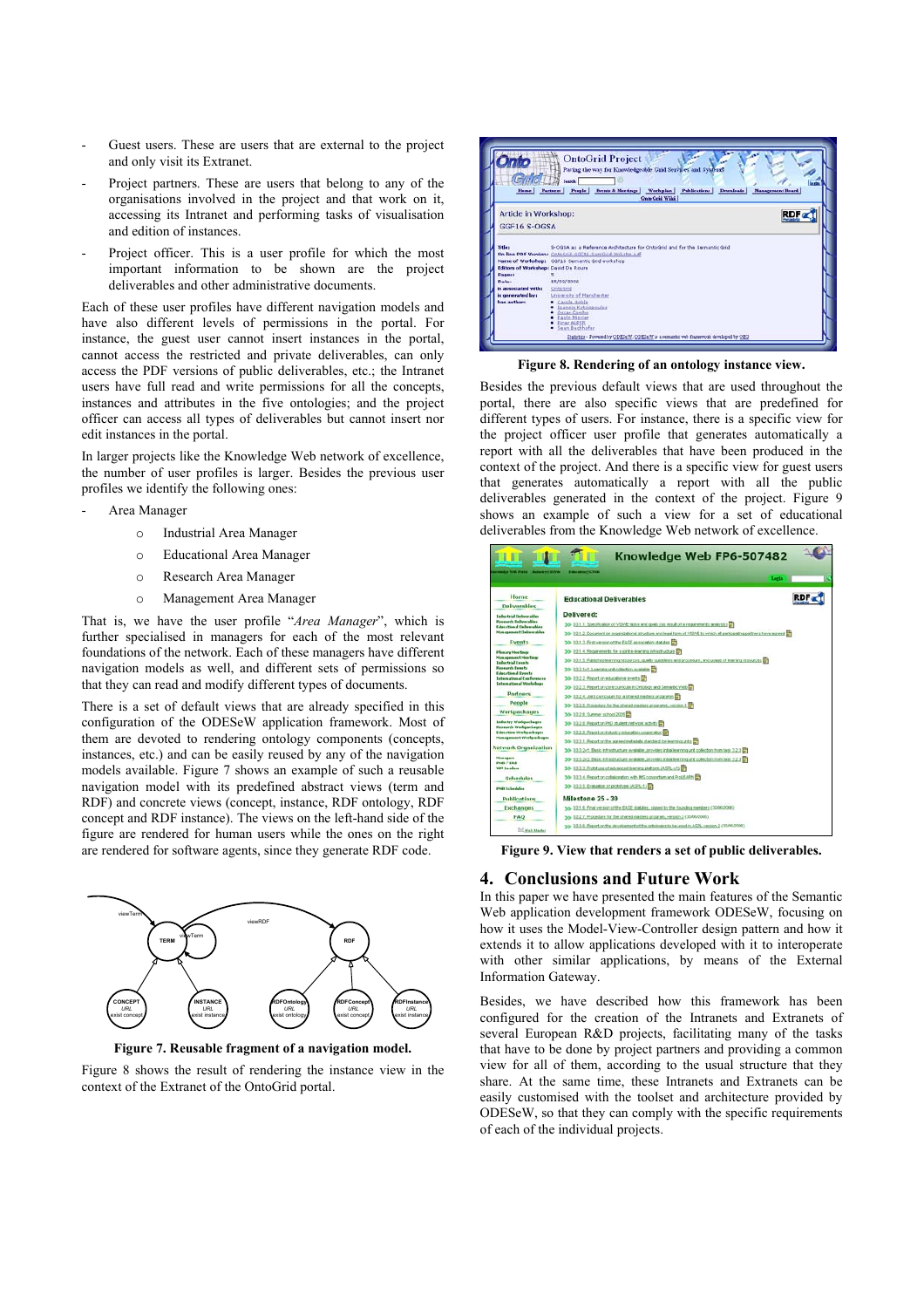- Guest users. These are users that are external to the project and only visit its Extranet.
- Project partners. These are users that belong to any of the organisations involved in the project and that work on it, accessing its Intranet and performing tasks of visualisation and edition of instances.
- Project officer. This is a user profile for which the most important information to be shown are the project deliverables and other administrative documents.

Each of these user profiles have different navigation models and have also different levels of permissions in the portal. For instance, the guest user cannot insert instances in the portal, cannot access the restricted and private deliverables, can only access the PDF versions of public deliverables, etc.; the Intranet users have full read and write permissions for all the concepts, instances and attributes in the five ontologies; and the project officer can access all types of deliverables but cannot insert nor edit instances in the portal.

In larger projects like the Knowledge Web network of excellence, the number of user profiles is larger. Besides the previous user profiles we identify the following ones:

- Area Manager
  - Industrial Area Manager
  - Educational Area Manager
  - Research Area Manager
  - Management Area Manager

That is, we have the user profile "*Area Manager*", which is further specialised in managers for each of the most relevant foundations of the network. Each of these managers have different navigation models as well, and different sets of permissions so that they can read and modify different types of documents.

There is a set of default views that are already specified in this configuration of the ODESeW application framework. Most of them are devoted to rendering ontology components (concepts, instances, etc.) and can be easily reused by any of the navigation models available. Figure 7 shows an example of such a reusable navigation model with its predefined abstract views (term and RDF) and concrete views (concept, instance, RDF ontology, RDF concept and RDF instance). The views on the left-hand side of the figure are rendered for human users while the ones on the right are rendered for software agents, since they generate RDF code.

**Figure 7. Reusable fragment of a navigation model.**

Figure 8 shows the result of rendering the instance view in the context of the Extranet of the OntoGrid portal.

**Figure 8. Rendering of an ontology instance view.**

Besides the previous default views that are used throughout the portal, there are also specific views that are predefined for different types of users. For instance, there is a specific view for the project officer user profile that generates automatically a report with all the deliverables that have been produced in the context of the project. And there is a specific view for guest users that generates automatically a report with all the public deliverables generated in the context of the project. Figure 9 shows an example of such a view for a set of educational deliverables from the Knowledge Web network of excellence.

**Figure 9. View that renders a set of public deliverables.**

## 4. Conclusions and Future Work

In this paper we have presented the main features of the Semantic Web application development framework ODESeW, focusing on how it uses the Model-View-Controller design pattern and how it extends it to allow applications developed with it to interoperate with other similar applications, by means of the External Information Gateway.

Besides, we have described how this framework has been configured for the creation of the Intranets and Extranets of several European R&D projects, facilitating many of the tasks that have to be done by project partners and providing a common view for all of them, according to the usual structure that they share. At the same time, these Intranets and Extranets can be easily customised with the toolset and architecture provided by ODESeW, so that they can comply with the specific requirements of each of the individual projects.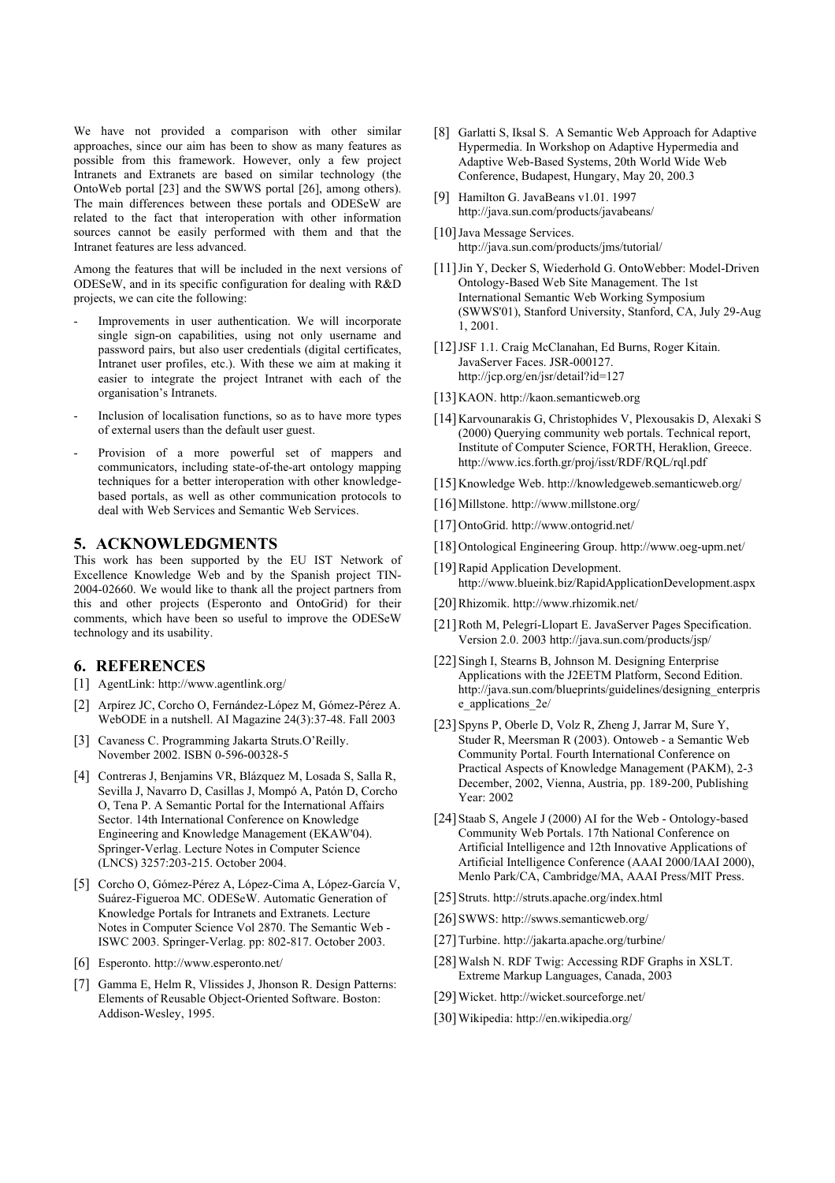We have not provided a comparison with other similar approaches, since our aim has been to show as many features as possible from this framework. However, only a few project Intranets and Extranets are based on similar technology (the OntoWeb portal [23] and the SWWS portal [26], among others). The main differences between these portals and ODESeW are related to the fact that interoperation with other information sources cannot be easily performed with them and that the Intranet features are less advanced.

Among the features that will be included in the next versions of ODESeW, and in its specific configuration for dealing with R&D projects, we can cite the following:

- Improvements in user authentication. We will incorporate single sign-on capabilities, using not only username and password pairs, but also user credentials (digital certificates, Intranet user profiles, etc.). With these we aim at making it easier to integrate the project Intranet with each of the organisation's Intranets.
- Inclusion of localisation functions, so as to have more types of external users than the default user guest.
- Provision of a more powerful set of mappers and communicators, including state-of-the-art ontology mapping techniques for a better interoperation with other knowledge-based portals, as well as other communication protocols to deal with Web Services and Semantic Web Services.

## 5. ACKNOWLEDGMENTS

This work has been supported by the EU IST Network of Excellence Knowledge Web and by the Spanish project TIN-2004-02660. We would like to thank all the project partners from this and other projects (Esperonto and OntoGrid) for their comments, which have been so useful to improve the ODESeW technology and its usability.

## 6. REFERENCES

[1] AgentLink: http://www.agentlink.org/

[2] Arpírez JC, Corcho O, Fernández-López M, Gómez-Pérez A. WebODE in a nutshell. AI Magazine 24(3):37-48. Fall 2003

[3] Cavaness C. Programming Jakarta Struts.O'Reilly. November 2002. ISBN 0-596-00328-5

[4] Contreras J, Benjamins VR, Blázquez M, Losada S, Salla R, Sevilla J, Navarro D, Casillas J, Mompó A, Patón D, Corcho O, Tena P. A Semantic Portal for the International Affairs Sector. 14th International Conference on Knowledge Engineering and Knowledge Management (EKAW'04). Springer-Verlag. Lecture Notes in Computer Science (LNCS) 3257:203-215. October 2004.

[5] Corcho O, Gómez-Pérez A, López-Cima A, López-García V, Suárez-Figueroa MC. ODESeW. Automatic Generation of Knowledge Portals for Intranets and Extranets. Lecture Notes in Computer Science Vol 2870. The Semantic Web - ISWC 2003. Springer-Verlag. pp: 802-817. October 2003.

[6] Esperonto. http://www.esperonto.net/

[7] Gamma E, Helm R, Vlissides J, Jhonson R. Design Patterns: Elements of Reusable Object-Oriented Software. Boston: Addison-Wesley, 1995.

[8] Garlatti S, Iksal S. A Semantic Web Approach for Adaptive Hypermedia. In Workshop on Adaptive Hypermedia and Adaptive Web-Based Systems, 20th World Wide Web Conference, Budapest, Hungary, May 20, 200.3

[9] Hamilton G. JavaBeans v1.01. 1997 http://java.sun.com/products/javabeans/

[10] Java Message Services. http://java.sun.com/products/jms/tutorial/

[11] Jin Y, Decker S, Wiederhold G. OntoWebber: Model-Driven Ontology-Based Web Site Management. The 1st International Semantic Web Working Symposium (SWWS'01), Stanford University, Stanford, CA, July 29-Aug 1, 2001.

[12] JSF 1.1. Craig McClanahan, Ed Burns, Roger Kitain. JavaServer Faces. JSR-000127. http://jcp.org/en/jsr/detail?id=127

[13] KAON. http://kaon.semanticweb.org

[14] Karvounarakis G, Christophides V, Plexousakis D, Alexaki S (2000) Querying community web portals. Technical report, Institute of Computer Science, FORTH, Heraklion, Greece. http://www.ics.forth.gr/proj/isst/RDF/RQL/rql.pdf

[15] Knowledge Web. http://knowledgeweb.semanticweb.org/

[16] Millstone. http://www.millstone.org/

[17] OntoGrid. http://www.ontogrid.net/

[18] Ontological Engineering Group. http://www.oeg-upm.net/

[19] Rapid Application Development. http://www.blueink.biz/RapidApplicationDevelopment.aspx

[20] Rhizomik. http://www.rhizomik.net/

[21] Roth M, Pelegrí-Llopart E. JavaServer Pages Specification. Version 2.0. 2003 http://java.sun.com/products/jsp/

[22] Singh I, Stearns B, Johnson M. Designing Enterprise Applications with the J2EETM Platform, Second Edition. http://java.sun.com/blueprints/guidelines/designing_enterprise_applications_2e/

[23] Spyns P, Oberle D, Volz R, Zheng J, Jarrar M, Sure Y, Studer R, Meersman R (2003). Ontoweb - a Semantic Web Community Portal. Fourth International Conference on Practical Aspects of Knowledge Management (PAKM), 2-3 December, 2002, Vienna, Austria, pp. 189-200, Publishing Year: 2002

[24] Staab S, Angele J (2000) AI for the Web - Ontology-based Community Web Portals. 17th National Conference on Artificial Intelligence and 12th Innovative Applications of Artificial Intelligence Conference (AAAI 2000/IAAI 2000), Menlo Park/CA, Cambridge/MA, AAAI Press/MIT Press.

[25] Struts. http://struts.apache.org/index.html

[26] SWWS: http://swws.semanticweb.org/

[27] Turbine. http://jakarta.apache.org/turbine/

[28] Walsh N. RDF Twig: Accessing RDF Graphs in XSLT. Extreme Markup Languages, Canada, 2003

[29] Wicket. http://wicket.sourceforge.net/

[30] Wikipedia: http://en.wikipedia.org/